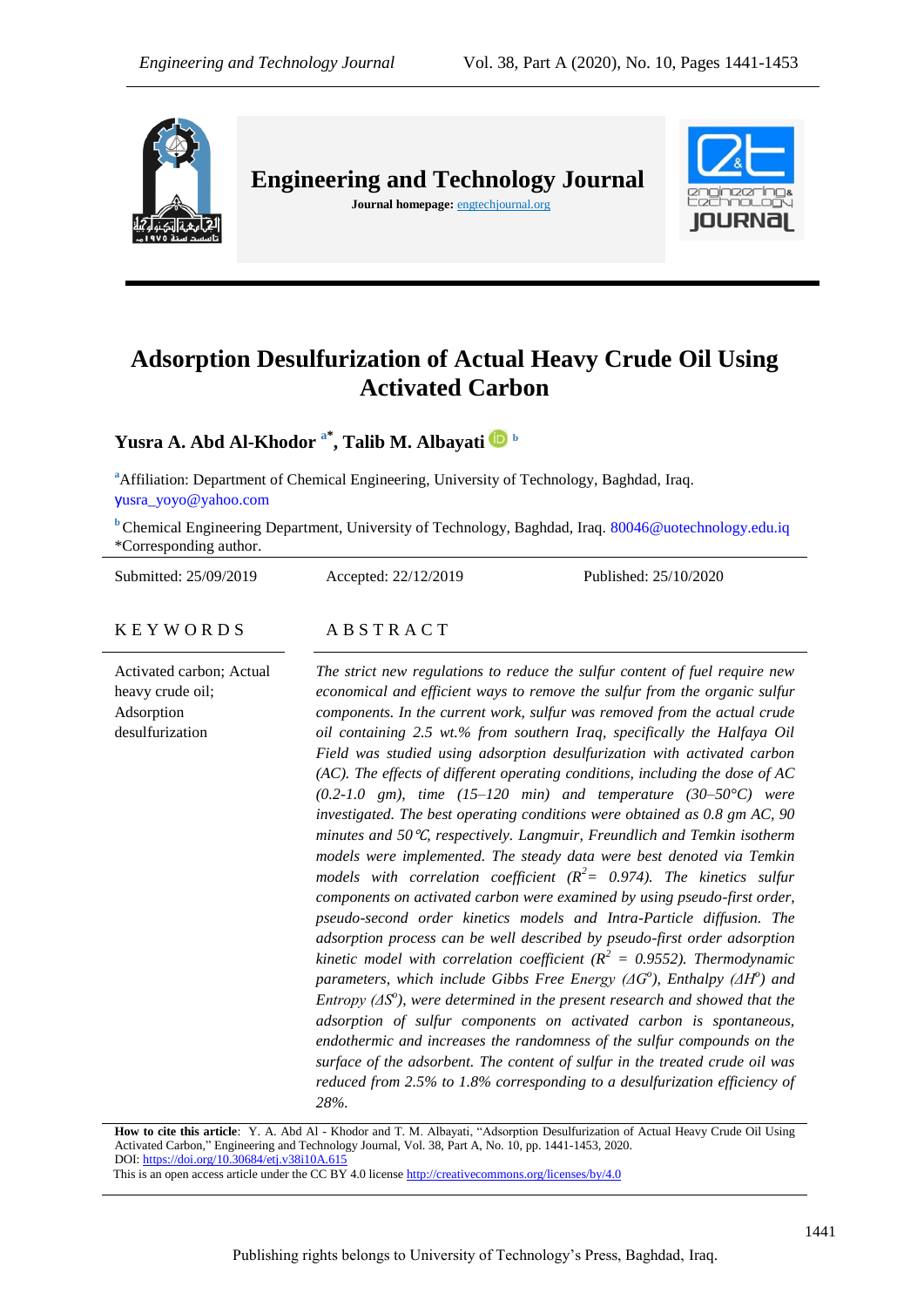# Adsorption Desulfurization of Actual Heavy Crude Oil Using Activated Carbon

**Yusra A. Abd Al-Khodor** [a*], **Talib M. Albayati** [b]

[a]Affiliation: Department of Chemical Engineering, University of Technology, Baghdad, Iraq. yusra_yoyo@yahoo.com

[b]Chemical Engineering Department, University of Technology, Baghdad, Iraq. 80046@uotechnology.edu.iq

*Corresponding author.

Submitted: 25/09/2019 Accepted: 22/12/2019 Published: 25/10/2020

## KEYWORDS

Activated carbon; Actual heavy crude oil; Adsorption desulfurization

## ABSTRACT

*The strict new regulations to reduce the sulfur content of fuel require new economical and efficient ways to remove the sulfur from the organic sulfur components. In the current work, sulfur was removed from the actual crude oil containing 2.5 wt.% from southern Iraq, specifically the Halfaya Oil Field was studied using adsorption desulfurization with activated carbon (AC). The effects of different operating conditions, including the dose of AC (0.2-1.0 gm), time (15–120 min) and temperature (30–50°C) were investigated. The best operating conditions were obtained as 0.8 gm AC, 90 minutes and 50℃, respectively. Langmuir, Freundlich and Temkin isotherm models were implemented. The steady data were best denoted via Temkin models with correlation coefficient ($R^2$= 0.974). The kinetics sulfur components on activated carbon were examined by using pseudo-first order, pseudo-second order kinetics models and Intra-Particle diffusion. The adsorption process can be well described by pseudo-first order adsorption kinetic model with correlation coefficient ($R^2$ = 0.9552). Thermodynamic parameters, which include Gibbs Free Energy ($\Delta G^o$), Enthalpy ($\Delta H^o$) and Entropy ($\Delta S^o$), were determined in the present research and showed that the adsorption of sulfur components on activated carbon is spontaneous, endothermic and increases the randomness of the sulfur compounds on the surface of the adsorbent. The content of sulfur in the treated crude oil was reduced from 2.5% to 1.8% corresponding to a desulfurization efficiency of 28%.*

**How to cite this article**: Y. A. Abd Al - Khodor and T. M. Albayati, "Adsorption Desulfurization of Actual Heavy Crude Oil Using Activated Carbon," Engineering and Technology Journal, Vol. 38, Part A, No. 10, pp. 1441-1453, 2020.
DOI: https://doi.org/10.30684/etj.v38i10A.615
This is an open access article under the CC BY 4.0 license http://creativecommons.org/licenses/by/4.0

Publishing rights belongs to University of Technology's Press, Baghdad, Iraq.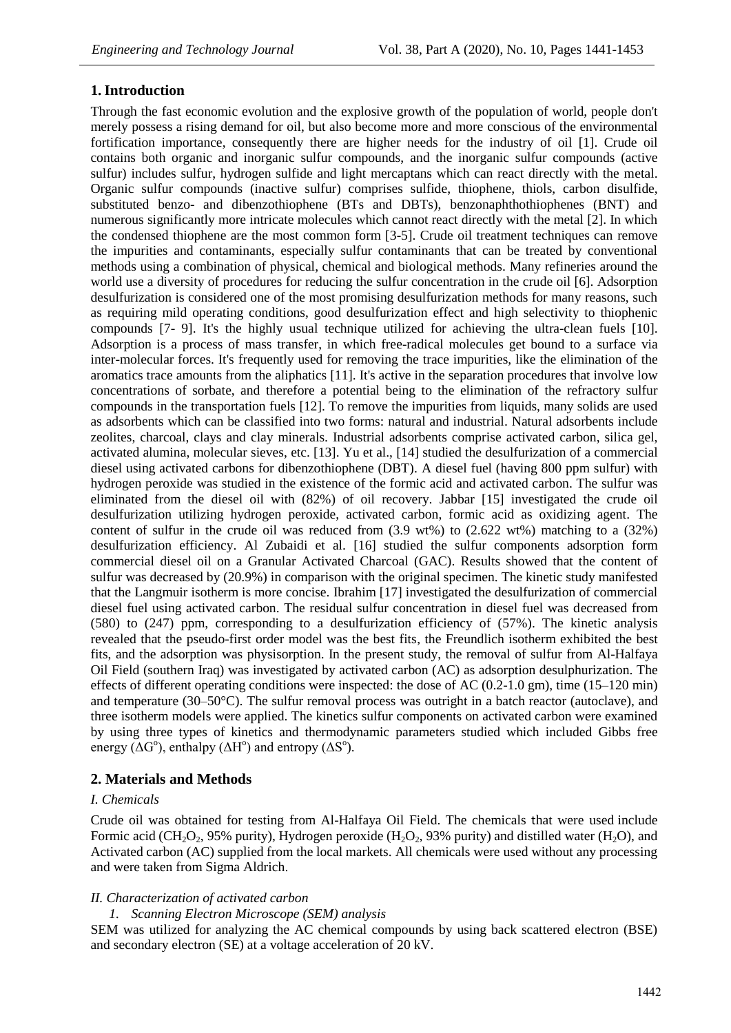## 1. Introduction

Through the fast economic evolution and the explosive growth of the population of world, people don't merely possess a rising demand for oil, but also become more and more conscious of the environmental fortification importance, consequently there are higher needs for the industry of oil [1]. Crude oil contains both organic and inorganic sulfur compounds, and the inorganic sulfur compounds (active sulfur) includes sulfur, hydrogen sulfide and light mercaptans which can react directly with the metal. Organic sulfur compounds (inactive sulfur) comprises sulfide, thiophene, thiols, carbon disulfide, substituted benzo- and dibenzothiophene (BTs and DBTs), benzonaphthothiophenes (BNT) and numerous significantly more intricate molecules which cannot react directly with the metal [2]. In which the condensed thiophene are the most common form [3-5]. Crude oil treatment techniques can remove the impurities and contaminants, especially sulfur contaminants that can be treated by conventional methods using a combination of physical, chemical and biological methods. Many refineries around the world use a diversity of procedures for reducing the sulfur concentration in the crude oil [6]. Adsorption desulfurization is considered one of the most promising desulfurization methods for many reasons, such as requiring mild operating conditions, good desulfurization effect and high selectivity to thiophenic compounds [7- 9]. It's the highly usual technique utilized for achieving the ultra-clean fuels [10]. Adsorption is a process of mass transfer, in which free-radical molecules get bound to a surface via inter-molecular forces. It's frequently used for removing the trace impurities, like the elimination of the aromatics trace amounts from the aliphatics [11]. It's active in the separation procedures that involve low concentrations of sorbate, and therefore a potential being to the elimination of the refractory sulfur compounds in the transportation fuels [12]. To remove the impurities from liquids, many solids are used as adsorbents which can be classified into two forms: natural and industrial. Natural adsorbents include zeolites, charcoal, clays and clay minerals. Industrial adsorbents comprise activated carbon, silica gel, activated alumina, molecular sieves, etc. [13]. Yu et al., [14] studied the desulfurization of a commercial diesel using activated carbons for dibenzothiophene (DBT). A diesel fuel (having 800 ppm sulfur) with hydrogen peroxide was studied in the existence of the formic acid and activated carbon. The sulfur was eliminated from the diesel oil with (82%) of oil recovery. Jabbar [15] investigated the crude oil desulfurization utilizing hydrogen peroxide, activated carbon, formic acid as oxidizing agent. The content of sulfur in the crude oil was reduced from (3.9 wt%) to (2.622 wt%) matching to a (32%) desulfurization efficiency. Al Zubaidi et al. [16] studied the sulfur components adsorption form commercial diesel oil on a Granular Activated Charcoal (GAC). Results showed that the content of sulfur was decreased by (20.9%) in comparison with the original specimen. The kinetic study manifested that the Langmuir isotherm is more concise. Ibrahim [17] investigated the desulfurization of commercial diesel fuel using activated carbon. The residual sulfur concentration in diesel fuel was decreased from (580) to (247) ppm, corresponding to a desulfurization efficiency of (57%). The kinetic analysis revealed that the pseudo-first order model was the best fits, the Freundlich isotherm exhibited the best fits, and the adsorption was physisorption. In the present study, the removal of sulfur from Al-Halfaya Oil Field (southern Iraq) was investigated by activated carbon (AC) as adsorption desulphurization. The effects of different operating conditions were inspected: the dose of AC (0.2-1.0 gm), time (15–120 min) and temperature (30–50°C). The sulfur removal process was outright in a batch reactor (autoclave), and three isotherm models were applied. The kinetics sulfur components on activated carbon were examined by using three types of kinetics and thermodynamic parameters studied which included Gibbs free energy ($\Delta G^o$), enthalpy ($\Delta H^o$) and entropy ($\Delta S^o$).

## 2. Materials and Methods

### I. Chemicals

Crude oil was obtained for testing from Al-Halfaya Oil Field. The chemicals that were used include Formic acid ($CH_2O_2$, 95% purity), Hydrogen peroxide ($H_2O_2$, 93% purity) and distilled water ($H_2O$), and Activated carbon (AC) supplied from the local markets. All chemicals were used without any processing and were taken from Sigma Aldrich.

### II. Characterization of activated carbon

*1. Scanning Electron Microscope (SEM) analysis*

SEM was utilized for analyzing the AC chemical compounds by using back scattered electron (BSE) and secondary electron (SE) at a voltage acceleration of 20 kV.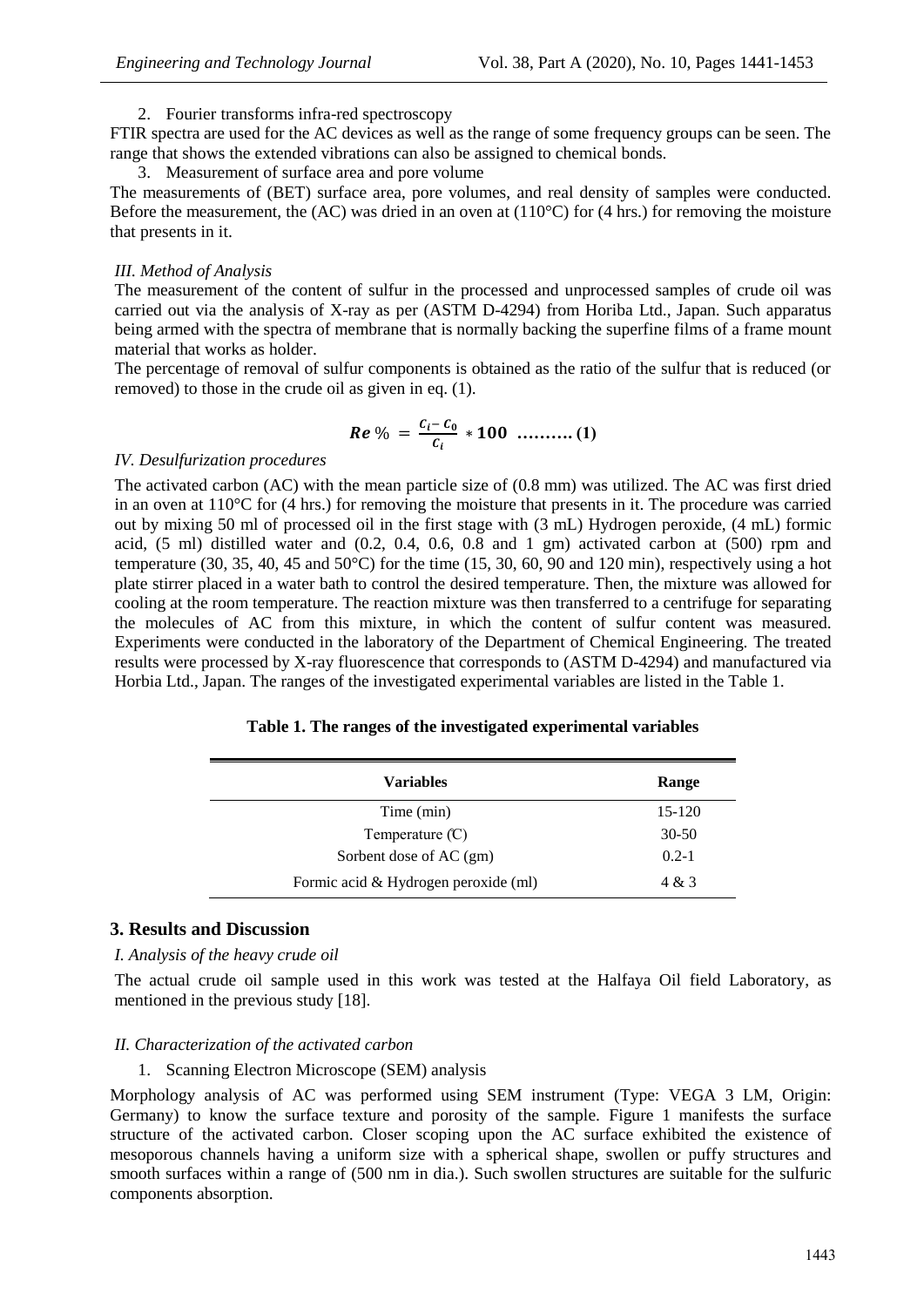2. Fourier transforms infra-red spectroscopy

FTIR spectra are used for the AC devices as well as the range of some frequency groups can be seen. The range that shows the extended vibrations can also be assigned to chemical bonds.

3. Measurement of surface area and pore volume

The measurements of (BET) surface area, pore volumes, and real density of samples were conducted. Before the measurement, the (AC) was dried in an oven at (110°C) for (4 hrs.) for removing the moisture that presents in it.

### *III. Method of Analysis*

The measurement of the content of sulfur in the processed and unprocessed samples of crude oil was carried out via the analysis of X-ray as per (ASTM D-4294) from Horiba Ltd., Japan. Such apparatus being armed with the spectra of membrane that is normally backing the superfine films of a frame mount material that works as holder.

The percentage of removal of sulfur components is obtained as the ratio of the sulfur that is reduced (or removed) to those in the crude oil as given in eq. (1).

$$\boldsymbol{Re}\,\% = \frac{c_i - c_0}{c_i} * \mathbf{100} \quad \dots\dots\dots \mathbf{(1)}$$

### *IV. Desulfurization procedures*

The activated carbon (AC) with the mean particle size of (0.8 mm) was utilized. The AC was first dried in an oven at 110°C for (4 hrs.) for removing the moisture that presents in it. The procedure was carried out by mixing 50 ml of processed oil in the first stage with (3 mL) Hydrogen peroxide, (4 mL) formic acid, (5 ml) distilled water and (0.2, 0.4, 0.6, 0.8 and 1 gm) activated carbon at (500) rpm and temperature (30, 35, 40, 45 and 50°C) for the time (15, 30, 60, 90 and 120 min), respectively using a hot plate stirrer placed in a water bath to control the desired temperature. Then, the mixture was allowed for cooling at the room temperature. The reaction mixture was then transferred to a centrifuge for separating the molecules of AC from this mixture, in which the content of sulfur content was measured. Experiments were conducted in the laboratory of the Department of Chemical Engineering. The treated results were processed by X-ray fluorescence that corresponds to (ASTM D-4294) and manufactured via Horbia Ltd., Japan. The ranges of the investigated experimental variables are listed in the Table 1.

**Table 1. The ranges of the investigated experimental variables**

| Variables | Range |
|---|---|
| Time (min) | 15-120 |
| Temperature (℃) | 30-50 |
| Sorbent dose of AC (gm) | 0.2-1 |
| Formic acid & Hydrogen peroxide (ml) | 4 & 3 |

## 3. Results and Discussion

### *I. Analysis of the heavy crude oil*

The actual crude oil sample used in this work was tested at the Halfaya Oil field Laboratory, as mentioned in the previous study [18].

### *II. Characterization of the activated carbon*

1. Scanning Electron Microscope (SEM) analysis

Morphology analysis of AC was performed using SEM instrument (Type: VEGA 3 LM, Origin: Germany) to know the surface texture and porosity of the sample. Figure 1 manifests the surface structure of the activated carbon. Closer scoping upon the AC surface exhibited the existence of mesoporous channels having a uniform size with a spherical shape, swollen or puffy structures and smooth surfaces within a range of (500 nm in dia.). Such swollen structures are suitable for the sulfuric components absorption.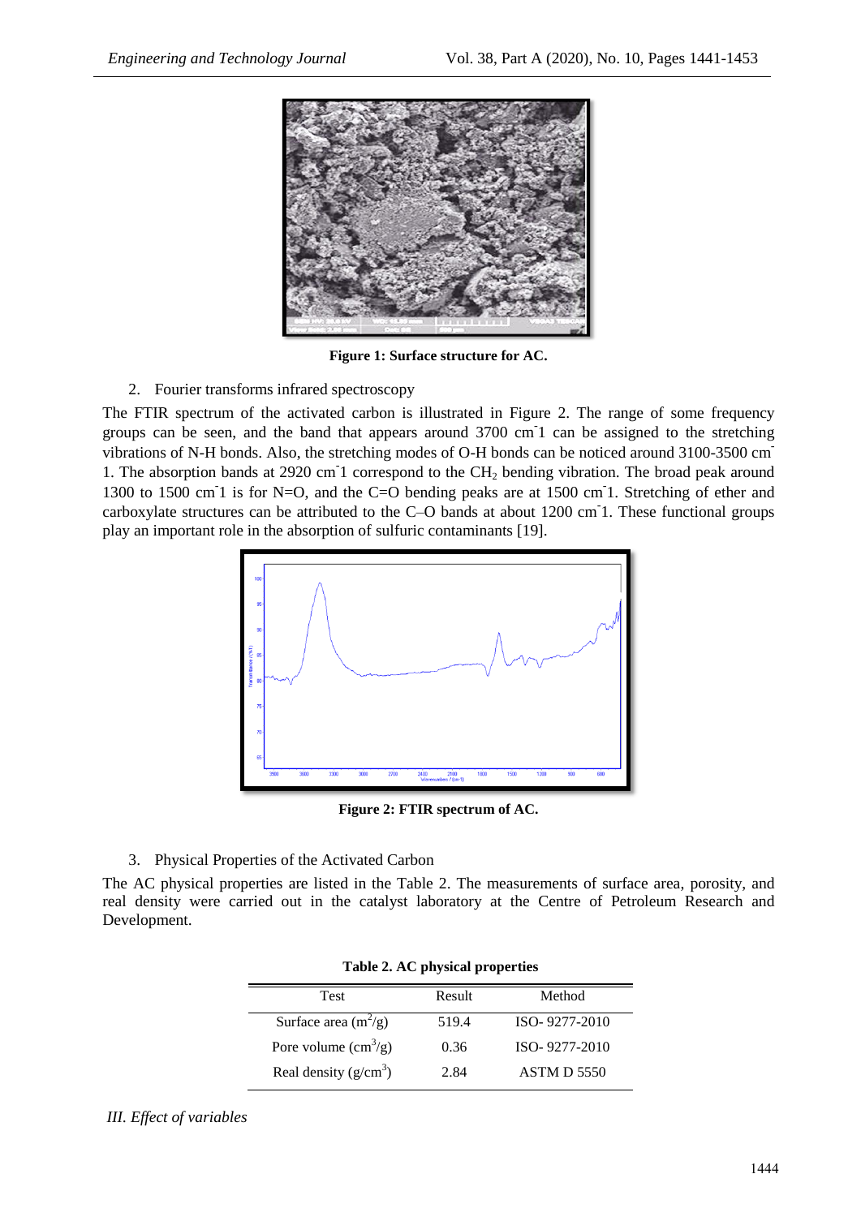**Figure 1: Surface structure for AC.**

2. Fourier transforms infrared spectroscopy

The FTIR spectrum of the activated carbon is illustrated in Figure 2. The range of some frequency groups can be seen, and the band that appears around 3700 $cm^{-1}$ can be assigned to the stretching vibrations of N-H bonds. Also, the stretching modes of O-H bonds can be noticed around 3100-3500 $cm^{-1}$. The absorption bands at 2920 $cm^{-1}$ correspond to the $CH_2$ bending vibration. The broad peak around 1300 to 1500 $cm^{-1}$ is for N=O, and the C=O bending peaks are at 1500 $cm^{-1}$. Stretching of ether and carboxylate structures can be attributed to the C–O bands at about 1200 $cm^{-1}$. These functional groups play an important role in the absorption of sulfuric contaminants [19].

**Figure 2: FTIR spectrum of AC.**

3. Physical Properties of the Activated Carbon

The AC physical properties are listed in the Table 2. The measurements of surface area, porosity, and real density were carried out in the catalyst laboratory at the Centre of Petroleum Research and Development.

**Table 2. AC physical properties**

| Test | Result | Method |
| --- | --- | --- |
| Surface area ($m^2/g$) | 519.4 | ISO- 9277-2010 |
| Pore volume ($cm^3/g$) | 0.36 | ISO- 9277-2010 |
| Real density ($g/cm^3$) | 2.84 | ASTM D 5550 |

*III. Effect of variables*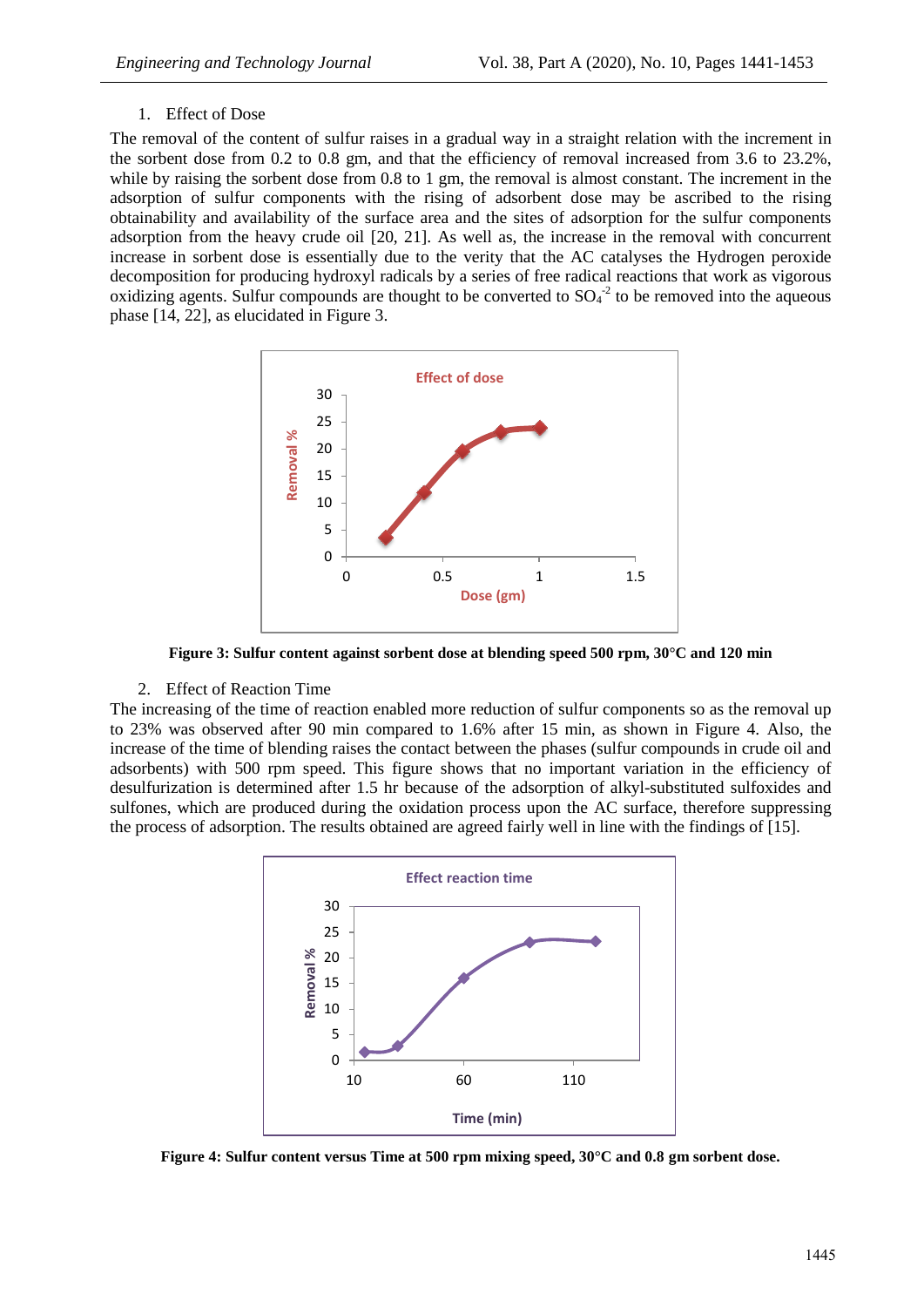1. Effect of Dose

The removal of the content of sulfur raises in a gradual way in a straight relation with the increment in the sorbent dose from 0.2 to 0.8 gm, and that the efficiency of removal increased from 3.6 to 23.2%, while by raising the sorbent dose from 0.8 to 1 gm, the removal is almost constant. The increment in the adsorption of sulfur components with the rising of adsorbent dose may be ascribed to the rising obtainability and availability of the surface area and the sites of adsorption for the sulfur components adsorption from the heavy crude oil [20, 21]. As well as, the increase in the removal with concurrent increase in sorbent dose is essentially due to the verity that the AC catalyses the Hydrogen peroxide decomposition for producing hydroxyl radicals by a series of free radical reactions that work as vigorous oxidizing agents. Sulfur compounds are thought to be converted to $SO_4^{-2}$ to be removed into the aqueous phase [14, 22], as elucidated in Figure 3.

**Figure 3: Sulfur content against sorbent dose at blending speed 500 rpm, 30°C and 120 min**

2. Effect of Reaction Time

The increasing of the time of reaction enabled more reduction of sulfur components so as the removal up to 23% was observed after 90 min compared to 1.6% after 15 min, as shown in Figure 4. Also, the increase of the time of blending raises the contact between the phases (sulfur compounds in crude oil and adsorbents) with 500 rpm speed. This figure shows that no important variation in the efficiency of desulfurization is determined after 1.5 hr because of the adsorption of alkyl-substituted sulfoxides and sulfones, which are produced during the oxidation process upon the AC surface, therefore suppressing the process of adsorption. The results obtained are agreed fairly well in line with the findings of [15].

**Figure 4: Sulfur content versus Time at 500 rpm mixing speed, 30°C and 0.8 gm sorbent dose.**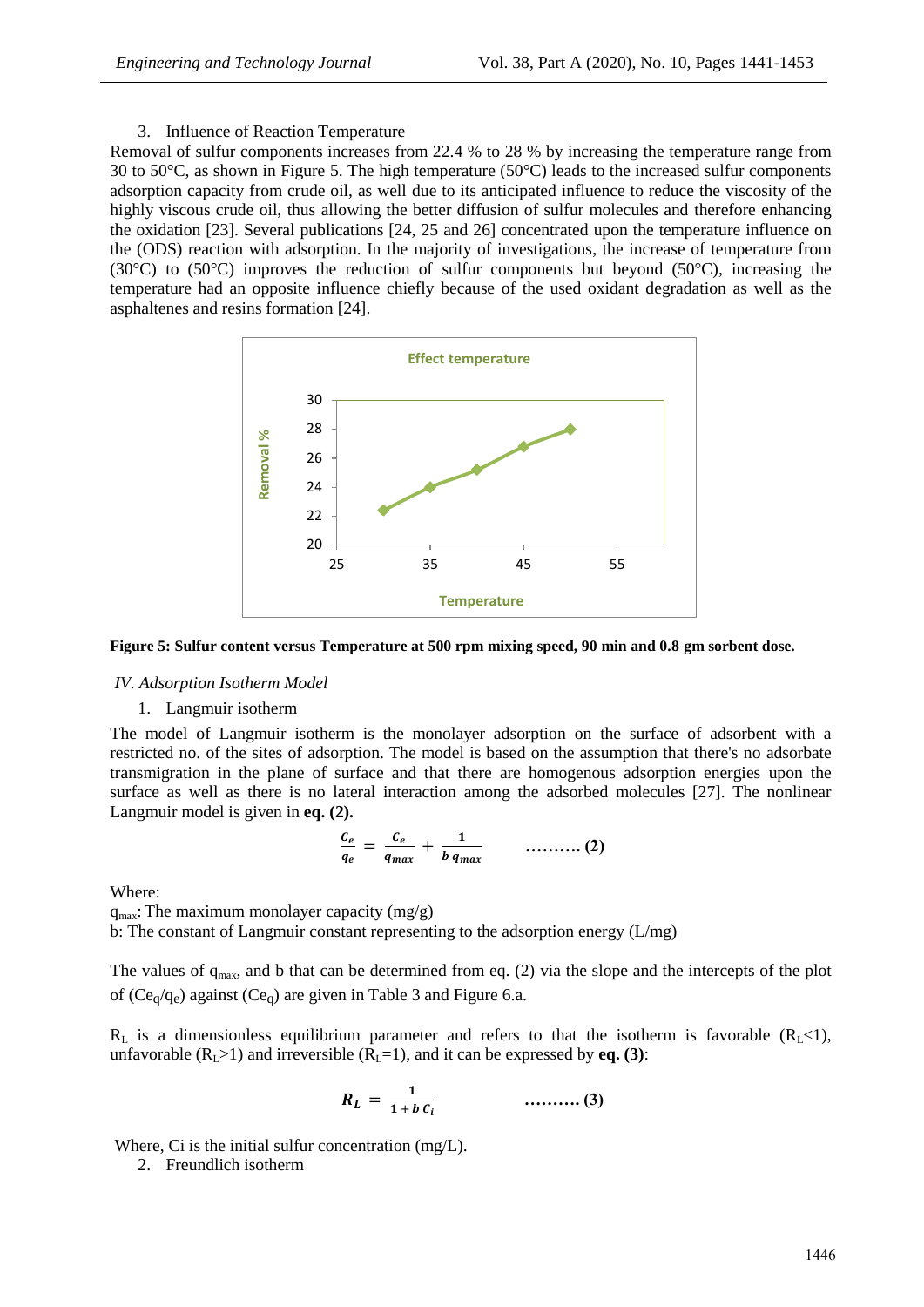3. Influence of Reaction Temperature

Removal of sulfur components increases from 22.4 % to 28 % by increasing the temperature range from 30 to 50°C, as shown in Figure 5. The high temperature (50°C) leads to the increased sulfur components adsorption capacity from crude oil, as well due to its anticipated influence to reduce the viscosity of the highly viscous crude oil, thus allowing the better diffusion of sulfur molecules and therefore enhancing the oxidation [23]. Several publications [24, 25 and 26] concentrated upon the temperature influence on the (ODS) reaction with adsorption. In the majority of investigations, the increase of temperature from (30°C) to (50°C) improves the reduction of sulfur components but beyond (50°C), increasing the temperature had an opposite influence chiefly because of the used oxidant degradation as well as the asphaltenes and resins formation [24].

**Figure 5: Sulfur content versus Temperature at 500 rpm mixing speed, 90 min and 0.8 gm sorbent dose.**

*IV. Adsorption Isotherm Model*

1. Langmuir isotherm

The model of Langmuir isotherm is the monolayer adsorption on the surface of adsorbent with a restricted no. of the sites of adsorption. The model is based on the assumption that there's no adsorbate transmigration in the plane of surface and that there are homogenous adsorption energies upon the surface as well as there is no lateral interaction among the adsorbed molecules [27]. The nonlinear Langmuir model is given in **eq. (2).**

$$\frac{C_e}{q_e} = \frac{C_e}{q_{max}} + \frac{1}{b\, q_{max}} \qquad \text{……….} \ \mathbf{(2)}$$

Where:

$q_{max}$: The maximum monolayer capacity (mg/g)

b: The constant of Langmuir constant representing to the adsorption energy (L/mg)

The values of $q_{max}$, and b that can be determined from eq. (2) via the slope and the intercepts of the plot of ($Ce_q/q_e$) against ($Ce_q$) are given in Table 3 and Figure 6.a.

$R_L$ is a dimensionless equilibrium parameter and refers to that the isotherm is favorable ($R_L$<1), unfavorable ($R_L$>1) and irreversible ($R_L$=1), and it can be expressed by **eq. (3)**:

$$R_L = \frac{1}{1 + b\, C_i} \qquad \text{……….} \ \mathbf{(3)}$$

Where, Ci is the initial sulfur concentration (mg/L).

2. Freundlich isotherm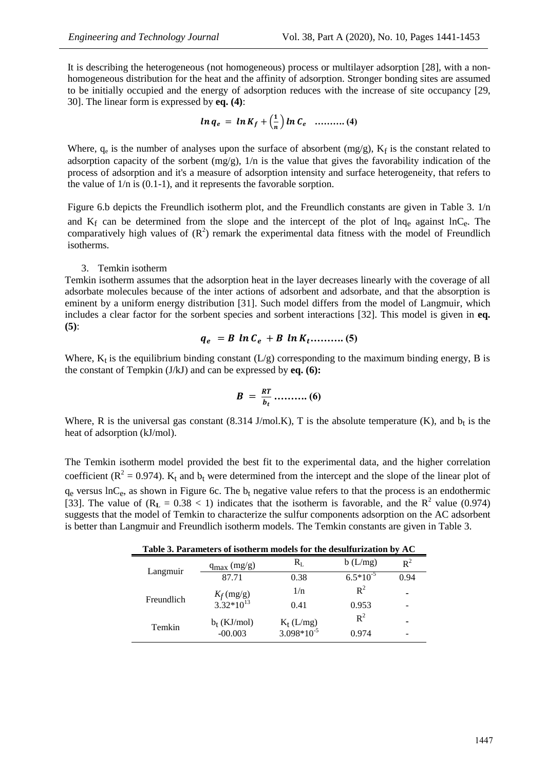It is describing the heterogeneous (not homogeneous) process or multilayer adsorption [28], with a non-homogeneous distribution for the heat and the affinity of adsorption. Stronger bonding sites are assumed to be initially occupied and the energy of adsorption reduces with the increase of site occupancy [29, 30]. The linear form is expressed by **eq. (4)**:

$$\ln q_e = \ln K_f + \left(\frac{1}{n}\right) \ln C_e \quad \text{……….} \ (4)$$

Where, $q_e$ is the number of analyses upon the surface of absorbent (mg/g), $K_f$ is the constant related to adsorption capacity of the sorbent (mg/g), $1/n$ is the value that gives the favorability indication of the process of adsorption and it's a measure of adsorption intensity and surface heterogeneity, that refers to the value of $1/n$ is (0.1-1), and it represents the favorable sorption.

Figure 6.b depicts the Freundlich isotherm plot, and the Freundlich constants are given in Table 3. $1/n$ and $K_f$ can be determined from the slope and the intercept of the plot of $\ln q_e$ against $\ln C_e$. The comparatively high values of ($R^2$) remark the experimental data fitness with the model of Freundlich isotherms.

3. Temkin isotherm

Temkin isotherm assumes that the adsorption heat in the layer decreases linearly with the coverage of all adsorbate molecules because of the inter actions of adsorbent and adsorbate, and that the absorption is eminent by a uniform energy distribution [31]. Such model differs from the model of Langmuir, which includes a clear factor for the sorbent species and sorbent interactions [32]. This model is given in **eq. (5)**:

$$q_e = B \ \ln C_e + B \ \ln K_t \text{……….} \ (5)$$

Where, $K_t$ is the equilibrium binding constant (L/g) corresponding to the maximum binding energy, B is the constant of Tempkin (J/kJ) and can be expressed by **eq. (6):**

$$B = \frac{RT}{b_t} \text{……….} \ (6)$$

Where, R is the universal gas constant (8.314 J/mol.K), T is the absolute temperature (K), and $b_t$ is the heat of adsorption (kJ/mol).

The Temkin isotherm model provided the best fit to the experimental data, and the higher correlation coefficient ($R^2 = 0.974$). $K_t$ and $b_t$ were determined from the intercept and the slope of the linear plot of $q_e$ versus $\ln C_e$, as shown in Figure 6c. The $b_t$ negative value refers to that the process is an endothermic [33]. The value of ($R_L = 0.38 < 1$) indicates that the isotherm is favorable, and the $R^2$ value (0.974) suggests that the model of Temkin to characterize the sulfur components adsorption on the AC adsorbent is better than Langmuir and Freundlich isotherm models. The Temkin constants are given in Table 3.

**Table 3. Parameters of isotherm models for the desulfurization by AC**

| | | | | |
|---|---|---|---|---|
| Langmuir | $q_{max}$ (mg/g) | $R_L$ | b (L/mg) | $R^2$ |
| | 87.71 | 0.38 | $6.5*10^{-5}$ | 0.94 |
| Freundlich | $K_f$ (mg/g) | 1/n | $R^2$ | - |
| | $3.32*10^{13}$ | 0.41 | 0.953 | - |
| Temkin | $b_t$ (KJ/mol) | $K_t$ (L/mg) | $R^2$ | - |
| | -00.003 | $3.098*10^{-5}$ | 0.974 | - |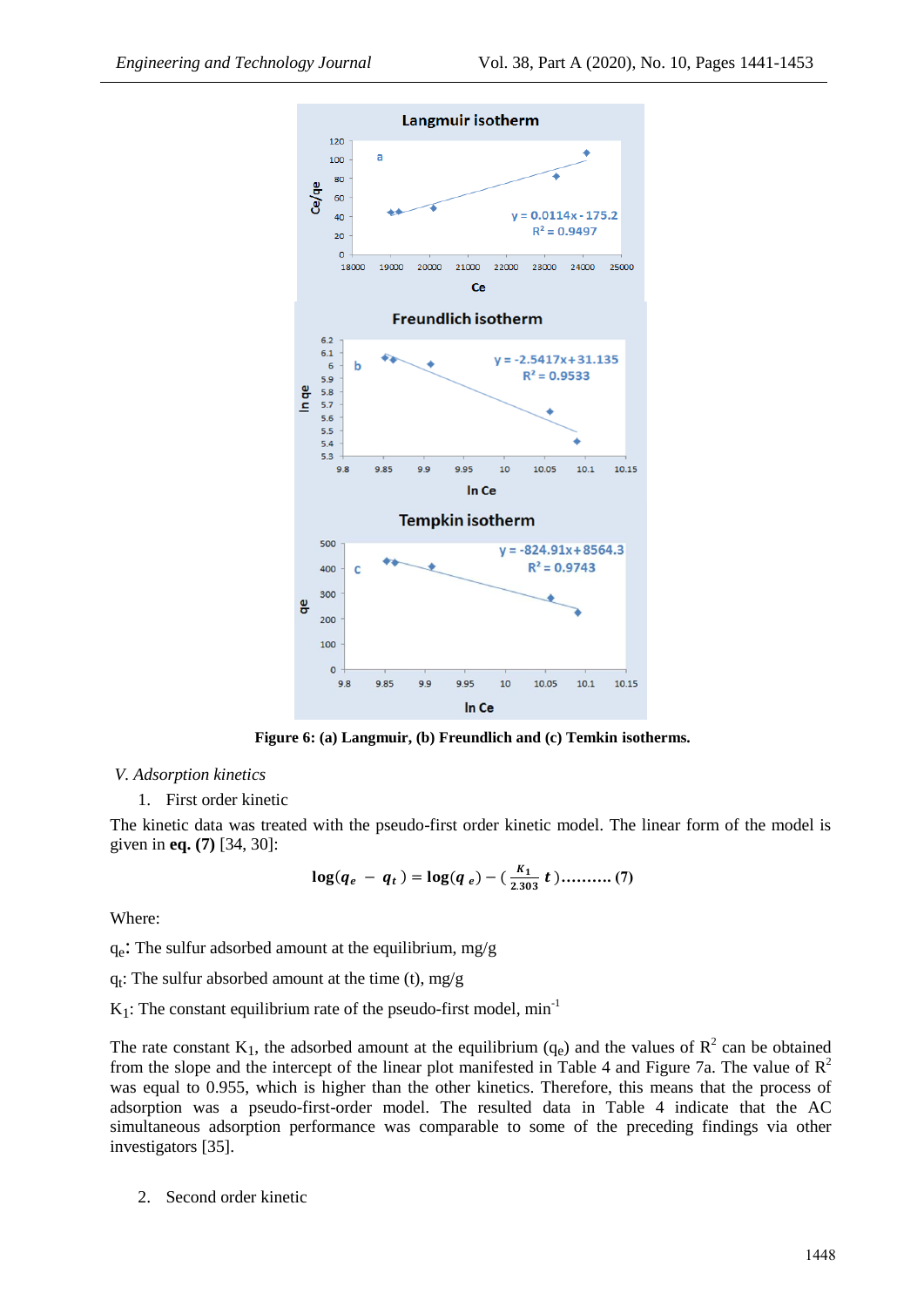**Figure 6: (a) Langmuir, (b) Freundlich and (c) Temkin isotherms.**

*V. Adsorption kinetics*

1. First order kinetic

The kinetic data was treated with the pseudo-first order kinetic model. The linear form of the model is given in **eq. (7)** [34, 30]:

$$\log(q_e - q_t) = \log(q_e) - \left(\frac{K_1}{2.303}t\right) \ldots\ldots\ldots (7)$$

Where:

$q_e$: The sulfur adsorbed amount at the equilibrium, mg/g

$q_t$: The sulfur absorbed amount at the time (t), mg/g

$K_1$: The constant equilibrium rate of the pseudo-first model, $min^{-1}$

The rate constant $K_1$, the adsorbed amount at the equilibrium ($q_e$) and the values of $R^2$ can be obtained from the slope and the intercept of the linear plot manifested in Table 4 and Figure 7a. The value of $R^2$ was equal to 0.955, which is higher than the other kinetics. Therefore, this means that the process of adsorption was a pseudo-first-order model. The resulted data in Table 4 indicate that the AC simultaneous adsorption performance was comparable to some of the preceding findings via other investigators [35].

2. Second order kinetic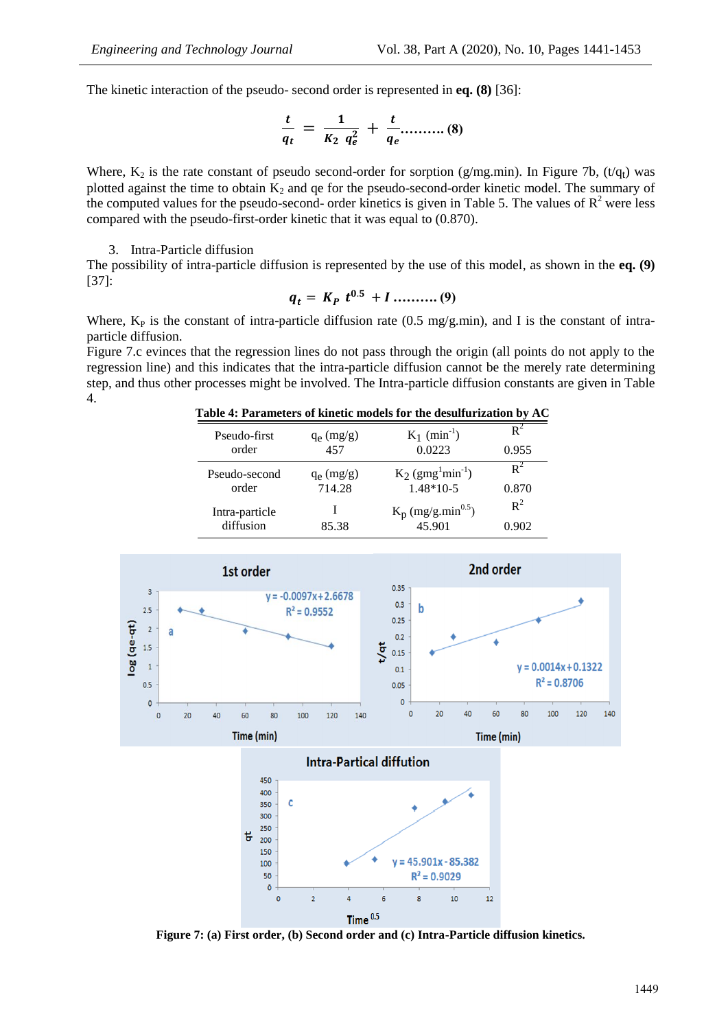The kinetic interaction of the pseudo- second order is represented in **eq. (8)** [36]:

$$\frac{t}{q_t} = \frac{1}{K_2\ q_e^2} + \frac{t}{q_e} \text{.......... (8)}$$

Where, $K_2$ is the rate constant of pseudo second-order for sorption (g/mg.min). In Figure 7b, ($t/q_t$) was plotted against the time to obtain $K_2$ and qe for the pseudo-second-order kinetic model. The summary of the computed values for the pseudo-second- order kinetics is given in Table 5. The values of $R^2$ were less compared with the pseudo-first-order kinetic that it was equal to (0.870).

3. Intra-Particle diffusion

The possibility of intra-particle diffusion is represented by the use of this model, as shown in the **eq. (9)** [37]:

$$q_t = K_P\ t^{0.5} + I \text{ .......... (9)}$$

Where, $K_P$ is the constant of intra-particle diffusion rate (0.5 mg/g.min), and I is the constant of intra-particle diffusion.

Figure 7.c evinces that the regression lines do not pass through the origin (all points do not apply to the regression line) and this indicates that the intra-particle diffusion cannot be the merely rate determining step, and thus other processes might be involved. The Intra-particle diffusion constants are given in Table 4.

**Table 4: Parameters of kinetic models for the desulfurization by AC**

| | | | |
|---|---|---|---|
| Pseudo-first order | $q_e$ (mg/g) 457 | $K_1$ ($min^{-1}$) 0.0223 | $R^2$ 0.955 |
| Pseudo-second order | $q_e$ (mg/g) 714.28 | $K_2$ ($gmg^1min^{-1}$) 1.48*10-5 | $R^2$ 0.870 |
| Intra-particle diffusion | I 85.38 | $K_p$ ($mg/g.min^{0.5}$) 45.901 | $R^2$ 0.902 |

**Figure 7: (a) First order, (b) Second order and (c) Intra-Particle diffusion kinetics.**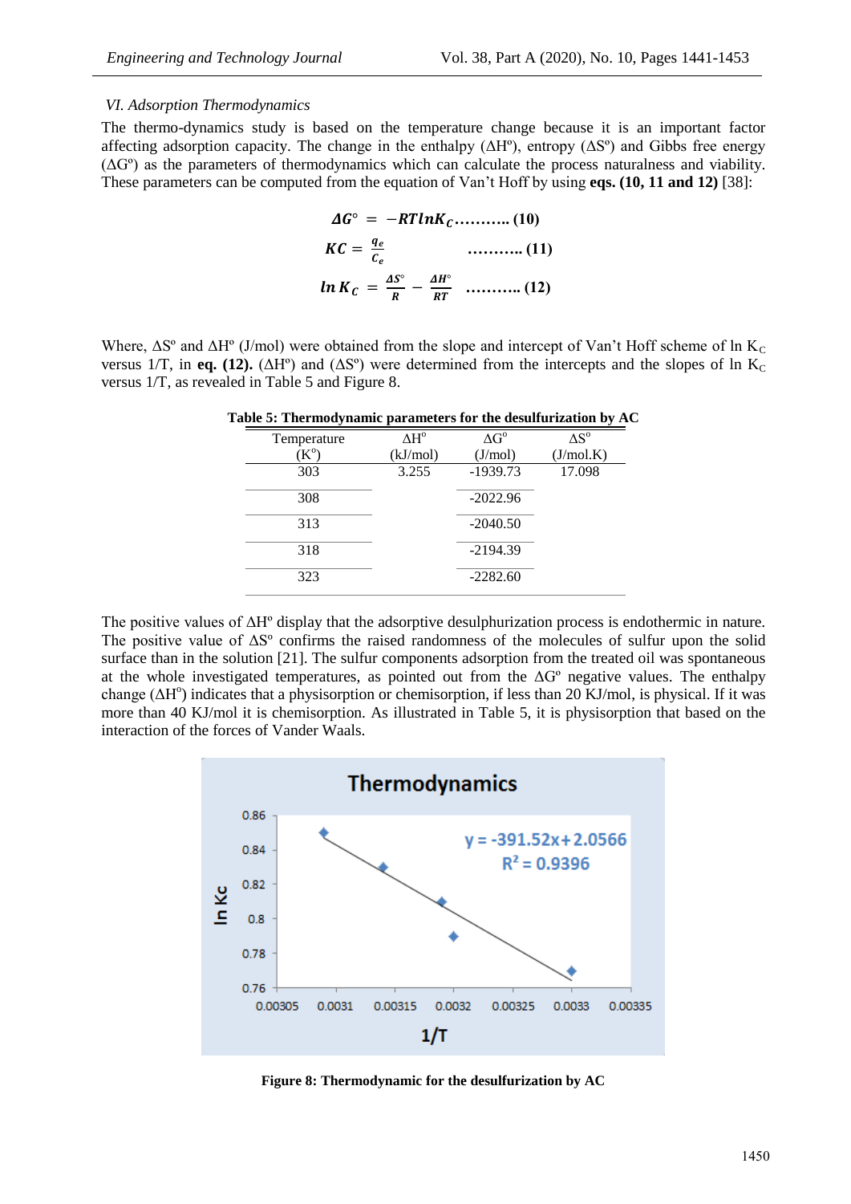### VI. Adsorption Thermodynamics

The thermo-dynamics study is based on the temperature change because it is an important factor affecting adsorption capacity. The change in the enthalpy ($\Delta H^o$), entropy ($\Delta S^o$) and Gibbs free energy ($\Delta G^o$) as the parameters of thermodynamics which can calculate the process naturalness and viability. These parameters can be computed from the equation of Van't Hoff by using **eqs. (10, 11 and 12)** [38]:

$$\Delta G^\circ = -RT \ln K_C \quad \text{.......... (10)}$$

$$KC = \frac{q_e}{C_e} \quad \text{.......... (11)}$$

$$\ln K_C = \frac{\Delta S^\circ}{R} - \frac{\Delta H^\circ}{RT} \quad \text{.......... (12)}$$

Where, $\Delta S^o$ and $\Delta H^o$ (J/mol) were obtained from the slope and intercept of Van't Hoff scheme of $\ln K_C$ versus 1/T, in **eq. (12).** ($\Delta H^o$) and ($\Delta S^o$) were determined from the intercepts and the slopes of $\ln K_C$ versus 1/T, as revealed in Table 5 and Figure 8.

**Table 5: Thermodynamic parameters for the desulfurization by AC**

| Temperature (K$^o$) | $\Delta H^o$ (kJ/mol) | $\Delta G^o$ (J/mol) | $\Delta S^o$ (J/mol.K) |
|---|---|---|---|
| 303 | 3.255 | -1939.73 | 17.098 |
| 308 | | -2022.96 | |
| 313 | | -2040.50 | |
| 318 | | -2194.39 | |
| 323 | | -2282.60 | |

The positive values of $\Delta H^o$ display that the adsorptive desulphurization process is endothermic in nature. The positive value of $\Delta S^o$ confirms the raised randomness of the molecules of sulfur upon the solid surface than in the solution [21]. The sulfur components adsorption from the treated oil was spontaneous at the whole investigated temperatures, as pointed out from the $\Delta G^o$ negative values. The enthalpy change ($\Delta H^o$) indicates that a physisorption or chemisorption, if less than 20 KJ/mol, is physical. If it was more than 40 KJ/mol it is chemisorption. As illustrated in Table 5, it is physisorption that based on the interaction of the forces of Vander Waals.

**Figure 8: Thermodynamic for the desulfurization by AC**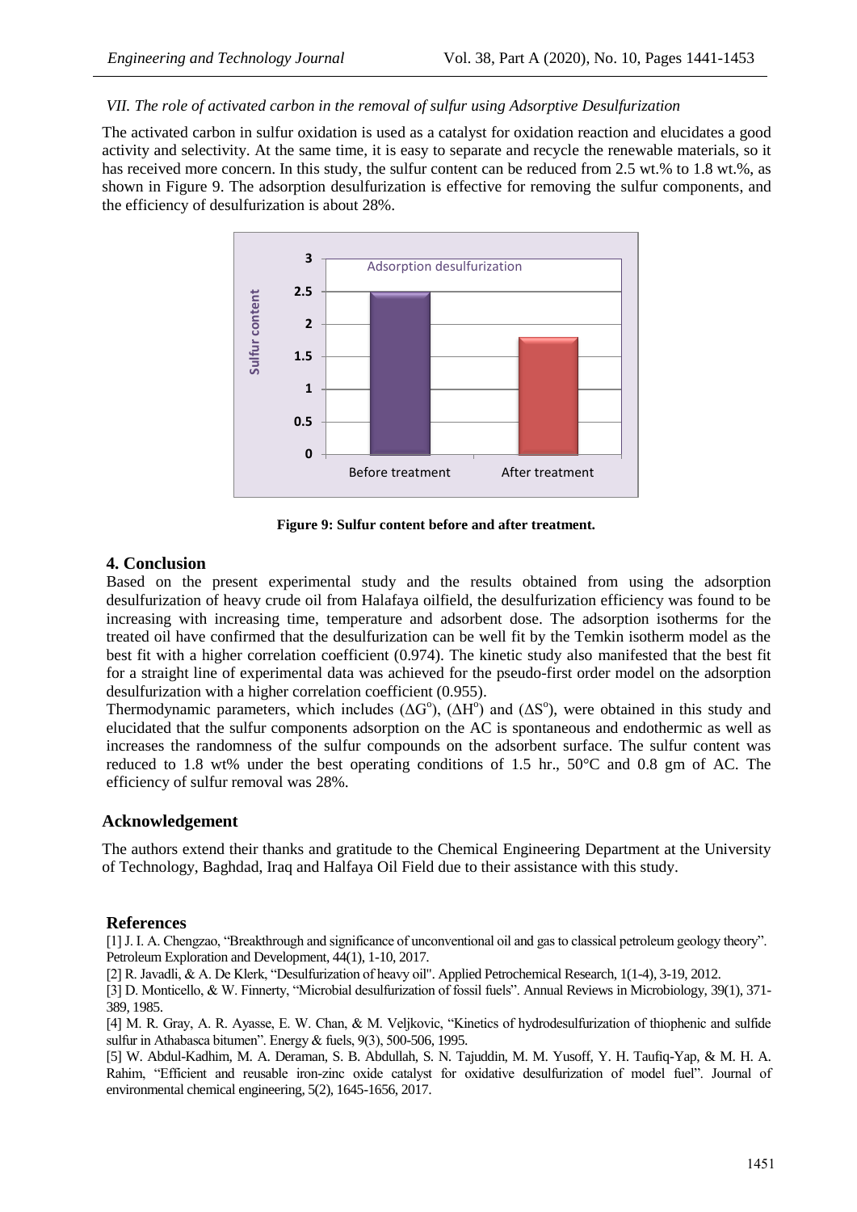*VII. The role of activated carbon in the removal of sulfur using Adsorptive Desulfurization*

The activated carbon in sulfur oxidation is used as a catalyst for oxidation reaction and elucidates a good activity and selectivity. At the same time, it is easy to separate and recycle the renewable materials, so it has received more concern. In this study, the sulfur content can be reduced from 2.5 wt.% to 1.8 wt.%, as shown in Figure 9. The adsorption desulfurization is effective for removing the sulfur components, and the efficiency of desulfurization is about 28%.

**Figure 9: Sulfur content before and after treatment.**

## 4. Conclusion

Based on the present experimental study and the results obtained from using the adsorption desulfurization of heavy crude oil from Halafaya oilfield, the desulfurization efficiency was found to be increasing with increasing time, temperature and adsorbent dose. The adsorption isotherms for the treated oil have confirmed that the desulfurization can be well fit by the Temkin isotherm model as the best fit with a higher correlation coefficient (0.974). The kinetic study also manifested that the best fit for a straight line of experimental data was achieved for the pseudo-first order model on the adsorption desulfurization with a higher correlation coefficient (0.955).

Thermodynamic parameters, which includes ($\Delta G^o$), ($\Delta H^o$) and ($\Delta S^o$), were obtained in this study and elucidated that the sulfur components adsorption on the AC is spontaneous and endothermic as well as increases the randomness of the sulfur compounds on the adsorbent surface. The sulfur content was reduced to 1.8 wt% under the best operating conditions of 1.5 hr., 50°C and 0.8 gm of AC. The efficiency of sulfur removal was 28%.

## Acknowledgement

The authors extend their thanks and gratitude to the Chemical Engineering Department at the University of Technology, Baghdad, Iraq and Halfaya Oil Field due to their assistance with this study.

## References

[1] J. I. A. Chengzao, "Breakthrough and significance of unconventional oil and gas to classical petroleum geology theory". Petroleum Exploration and Development, 44(1), 1-10, 2017.

[2] R. Javadli, & A. De Klerk, "Desulfurization of heavy oil". Applied Petrochemical Research, 1(1-4), 3-19, 2012.

[3] D. Monticello, & W. Finnerty, "Microbial desulfurization of fossil fuels". Annual Reviews in Microbiology, 39(1), 371-389, 1985.

[4] M. R. Gray, A. R. Ayasse, E. W. Chan, & M. Veljkovic, "Kinetics of hydrodesulfurization of thiophenic and sulfide sulfur in Athabasca bitumen". Energy & fuels, 9(3), 500-506, 1995.

[5] W. Abdul-Kadhim, M. A. Deraman, S. B. Abdullah, S. N. Tajuddin, M. M. Yusoff, Y. H. Taufiq-Yap, & M. H. A. Rahim, "Efficient and reusable iron-zinc oxide catalyst for oxidative desulfurization of model fuel". Journal of environmental chemical engineering, 5(2), 1645-1656, 2017.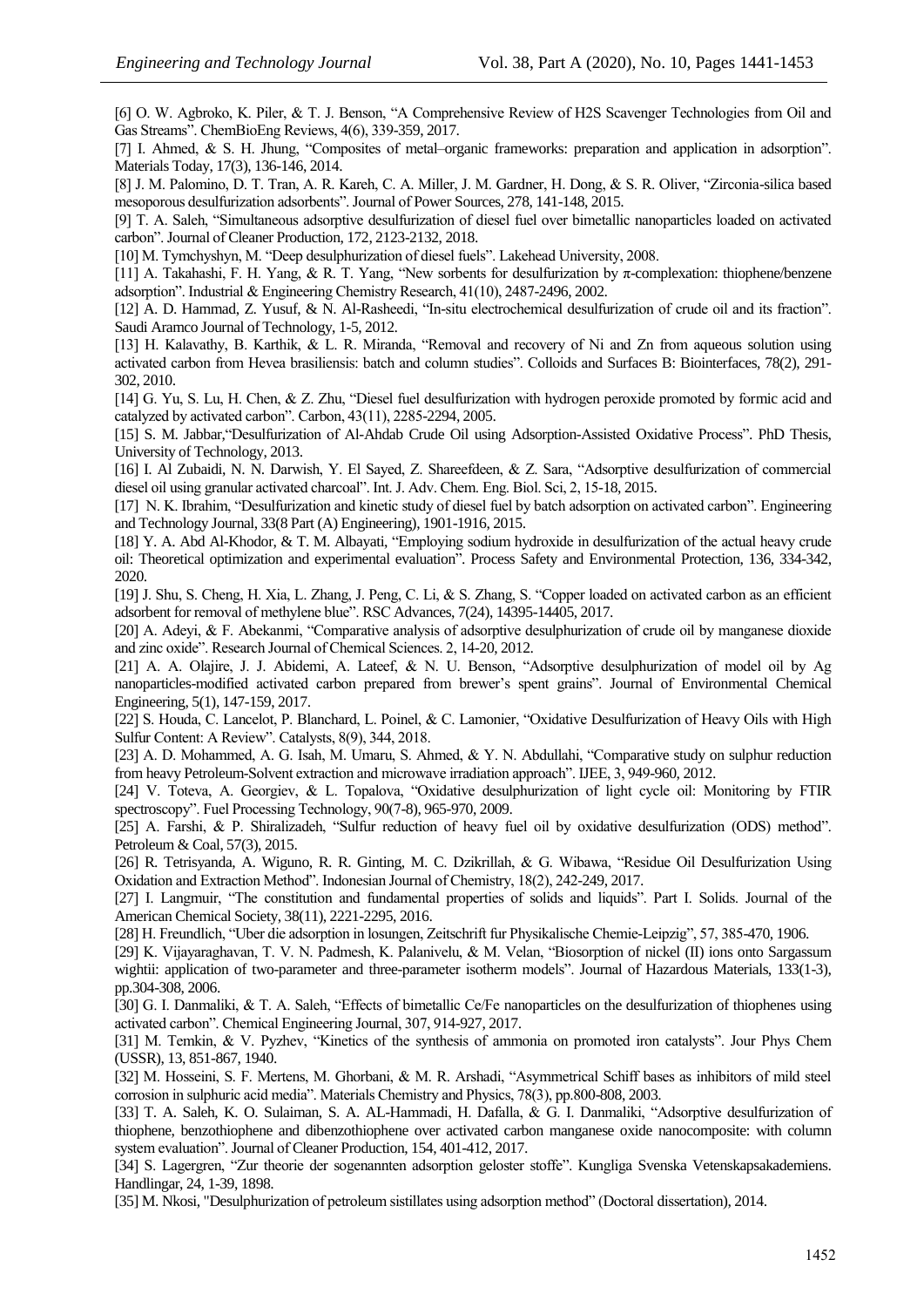[6] O. W. Agbroko, K. Piler, & T. J. Benson, "A Comprehensive Review of H2S Scavenger Technologies from Oil and Gas Streams". ChemBioEng Reviews, 4(6), 339-359, 2017.

[7] I. Ahmed, & S. H. Jhung, "Composites of metal–organic frameworks: preparation and application in adsorption". Materials Today, 17(3), 136-146, 2014.

[8] J. M. Palomino, D. T. Tran, A. R. Kareh, C. A. Miller, J. M. Gardner, H. Dong, & S. R. Oliver, "Zirconia-silica based mesoporous desulfurization adsorbents". Journal of Power Sources, 278, 141-148, 2015.

[9] T. A. Saleh, "Simultaneous adsorptive desulfurization of diesel fuel over bimetallic nanoparticles loaded on activated carbon". Journal of Cleaner Production, 172, 2123-2132, 2018.

[10] M. Tymchyshyn, M. "Deep desulphurization of diesel fuels". Lakehead University, 2008.

[11] A. Takahashi, F. H. Yang, & R. T. Yang, "New sorbents for desulfurization by π-complexation: thiophene/benzene adsorption". Industrial & Engineering Chemistry Research, 41(10), 2487-2496, 2002.

[12] A. D. Hammad, Z. Yusuf, & N. Al-Rasheedi, "In-situ electrochemical desulfurization of crude oil and its fraction". Saudi Aramco Journal of Technology, 1-5, 2012.

[13] H. Kalavathy, B. Karthik, & L. R. Miranda, "Removal and recovery of Ni and Zn from aqueous solution using activated carbon from Hevea brasiliensis: batch and column studies". Colloids and Surfaces B: Biointerfaces, 78(2), 291-302, 2010.

[14] G. Yu, S. Lu, H. Chen, & Z. Zhu, "Diesel fuel desulfurization with hydrogen peroxide promoted by formic acid and catalyzed by activated carbon". Carbon, 43(11), 2285-2294, 2005.

[15] S. M. Jabbar,"Desulfurization of Al-Ahdab Crude Oil using Adsorption-Assisted Oxidative Process". PhD Thesis, University of Technology, 2013.

[16] I. Al Zubaidi, N. N. Darwish, Y. El Sayed, Z. Shareefdeen, & Z. Sara, "Adsorptive desulfurization of commercial diesel oil using granular activated charcoal". Int. J. Adv. Chem. Eng. Biol. Sci, 2, 15-18, 2015.

[17] N. K. Ibrahim, "Desulfurization and kinetic study of diesel fuel by batch adsorption on activated carbon". Engineering and Technology Journal, 33(8 Part (A) Engineering), 1901-1916, 2015.

[18] Y. A. Abd Al-Khodor, & T. M. Albayati, "Employing sodium hydroxide in desulfurization of the actual heavy crude oil: Theoretical optimization and experimental evaluation". Process Safety and Environmental Protection, 136, 334-342, 2020.

[19] J. Shu, S. Cheng, H. Xia, L. Zhang, J. Peng, C. Li, & S. Zhang, S. "Copper loaded on activated carbon as an efficient adsorbent for removal of methylene blue". RSC Advances, 7(24), 14395-14405, 2017.

[20] A. Adeyi, & F. Abekanmi, "Comparative analysis of adsorptive desulphurization of crude oil by manganese dioxide and zinc oxide". Research Journal of Chemical Sciences. 2, 14-20, 2012.

[21] A. A. Olajire, J. J. Abidemi, A. Lateef, & N. U. Benson, "Adsorptive desulphurization of model oil by Ag nanoparticles-modified activated carbon prepared from brewer's spent grains". Journal of Environmental Chemical Engineering, 5(1), 147-159, 2017.

[22] S. Houda, C. Lancelot, P. Blanchard, L. Poinel, & C. Lamonier, "Oxidative Desulfurization of Heavy Oils with High Sulfur Content: A Review". Catalysts, 8(9), 344, 2018.

[23] A. D. Mohammed, A. G. Isah, M. Umaru, S. Ahmed, & Y. N. Abdullahi, "Comparative study on sulphur reduction from heavy Petroleum-Solvent extraction and microwave irradiation approach". IJEE, 3, 949-960, 2012.

[24] V. Toteva, A. Georgiev, & L. Topalova, "Oxidative desulphurization of light cycle oil: Monitoring by FTIR spectroscopy". Fuel Processing Technology, 90(7-8), 965-970, 2009.

[25] A. Farshi, & P. Shiralizadeh, "Sulfur reduction of heavy fuel oil by oxidative desulfurization (ODS) method". Petroleum & Coal, 57(3), 2015.

[26] R. Tetrisyanda, A. Wiguno, R. R. Ginting, M. C. Dzikrillah, & G. Wibawa, "Residue Oil Desulfurization Using Oxidation and Extraction Method". Indonesian Journal of Chemistry, 18(2), 242-249, 2017.

[27] I. Langmuir, "The constitution and fundamental properties of solids and liquids". Part I. Solids. Journal of the American Chemical Society, 38(11), 2221-2295, 2016.

[28] H. Freundlich, "Uber die adsorption in losungen, Zeitschrift fur Physikalische Chemie-Leipzig", 57, 385-470, 1906.

[29] K. Vijayaraghavan, T. V. N. Padmesh, K. Palanivelu, & M. Velan, "Biosorption of nickel (II) ions onto Sargassum wightii: application of two-parameter and three-parameter isotherm models". Journal of Hazardous Materials, 133(1-3), pp.304-308, 2006.

[30] G. I. Danmaliki, & T. A. Saleh, "Effects of bimetallic Ce/Fe nanoparticles on the desulfurization of thiophenes using activated carbon". Chemical Engineering Journal, 307, 914-927, 2017.

[31] M. Temkin, & V. Pyzhev, "Kinetics of the synthesis of ammonia on promoted iron catalysts". Jour Phys Chem (USSR), 13, 851-867, 1940.

[32] M. Hosseini, S. F. Mertens, M. Ghorbani, & M. R. Arshadi, "Asymmetrical Schiff bases as inhibitors of mild steel corrosion in sulphuric acid media". Materials Chemistry and Physics, 78(3), pp.800-808, 2003.

[33] T. A. Saleh, K. O. Sulaiman, S. A. AL-Hammadi, H. Dafalla, & G. I. Danmaliki, "Adsorptive desulfurization of thiophene, benzothiophene and dibenzothiophene over activated carbon manganese oxide nanocomposite: with column system evaluation". Journal of Cleaner Production, 154, 401-412, 2017.

[34] S. Lagergren, "Zur theorie der sogenannten adsorption geloster stoffe". Kungliga Svenska Vetenskapsakademiens. Handlingar, 24, 1-39, 1898.

[35] M. Nkosi, "Desulphurization of petroleum sistillates using adsorption method" (Doctoral dissertation), 2014.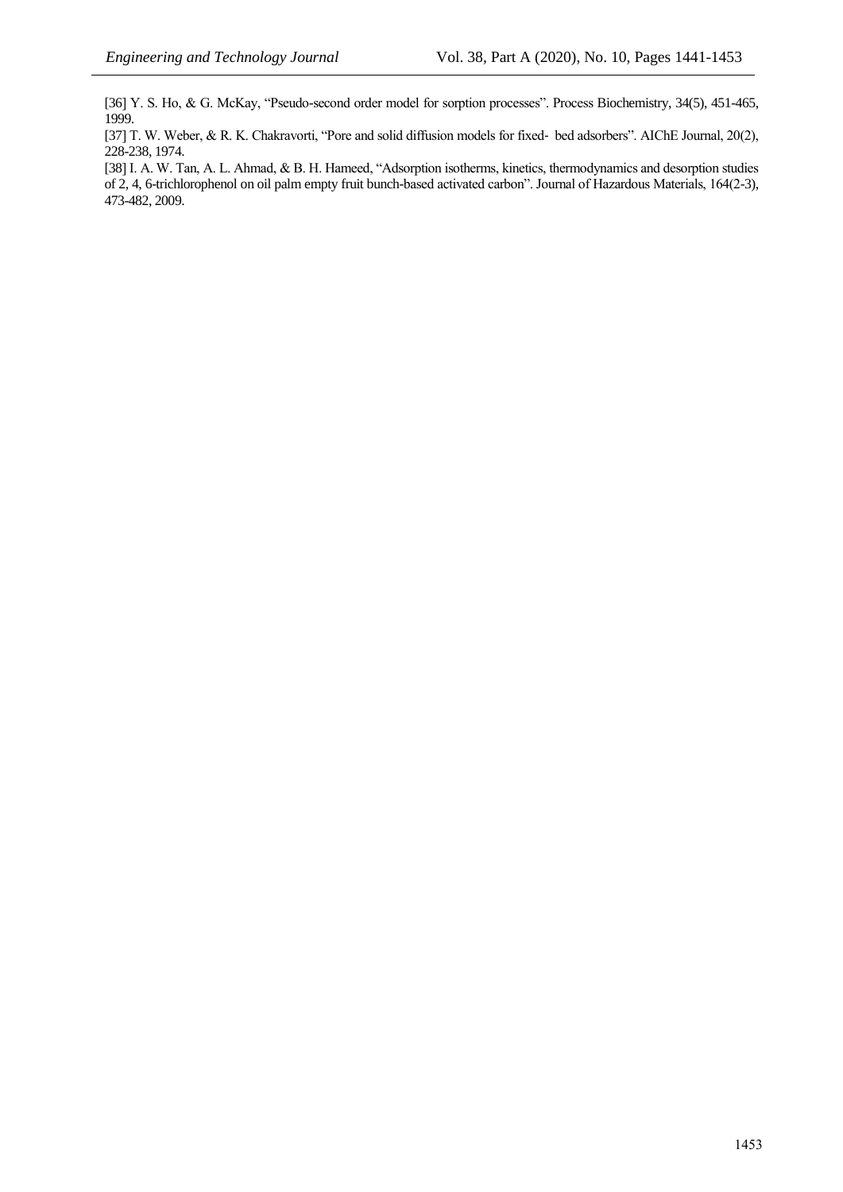[36] Y. S. Ho, & G. McKay, "Pseudo-second order model for sorption processes". Process Biochemistry, 34(5), 451-465, 1999.

[37] T. W. Weber, & R. K. Chakravorti, "Pore and solid diffusion models for fixed- bed adsorbers". AIChE Journal, 20(2), 228-238, 1974.

[38] I. A. W. Tan, A. L. Ahmad, & B. H. Hameed, "Adsorption isotherms, kinetics, thermodynamics and desorption studies of 2, 4, 6-trichlorophenol on oil palm empty fruit bunch-based activated carbon". Journal of Hazardous Materials, 164(2-3), 473-482, 2009.